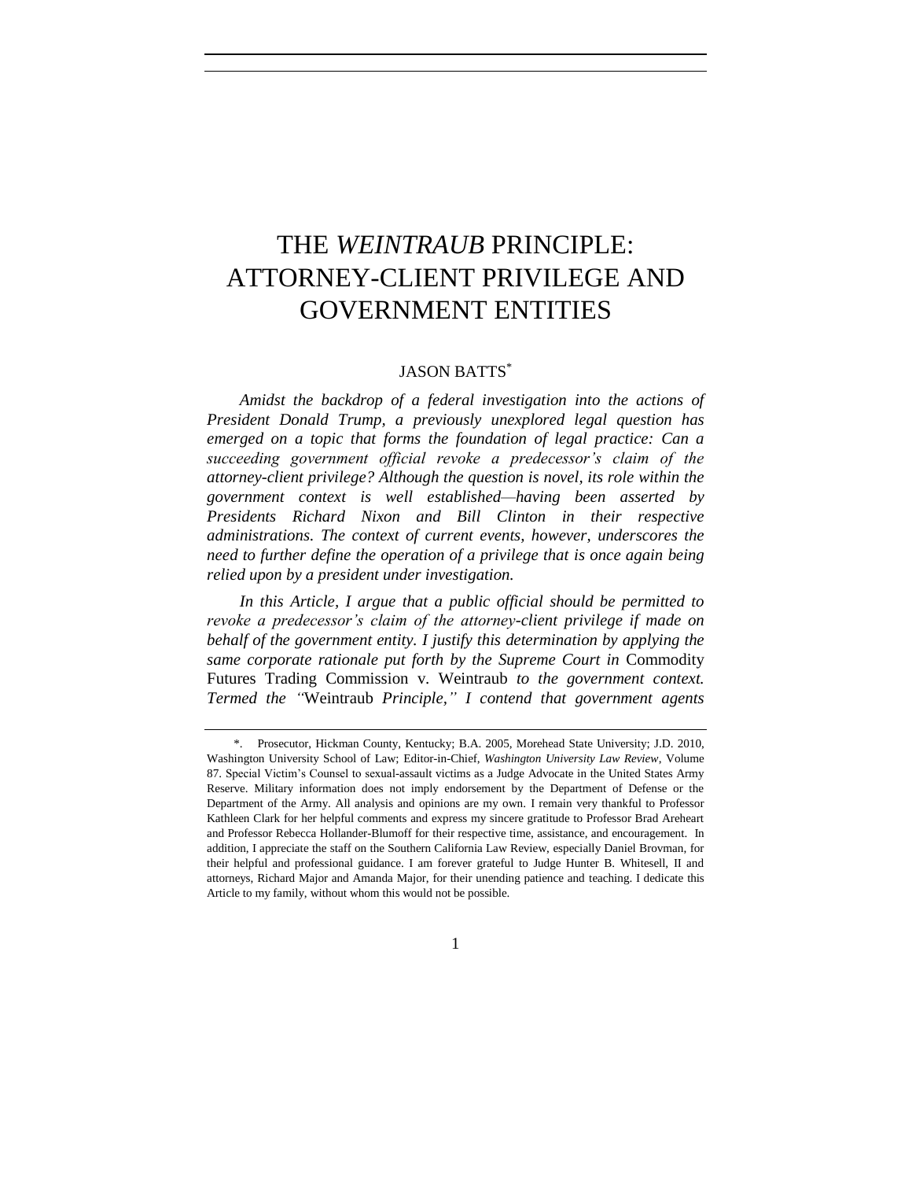# THE *WEINTRAUB* PRINCIPLE: ATTORNEY-CLIENT PRIVILEGE AND GOVERNMENT ENTITIES

JASON BATTS[*]

*Amidst the backdrop of a federal investigation into the actions of President Donald Trump, a previously unexplored legal question has emerged on a topic that forms the foundation of legal practice: Can a succeeding government official revoke a predecessor's claim of the attorney-client privilege? Although the question is novel, its role within the government context is well established—having been asserted by Presidents Richard Nixon and Bill Clinton in their respective administrations. The context of current events, however, underscores the need to further define the operation of a privilege that is once again being relied upon by a president under investigation.*

*In this Article, I argue that a public official should be permitted to revoke a predecessor's claim of the attorney-client privilege if made on behalf of the government entity. I justify this determination by applying the same corporate rationale put forth by the Supreme Court in* Commodity Futures Trading Commission v. Weintraub *to the government context. Termed the "*Weintraub *Principle," I contend that government agents*

---

\*. Prosecutor, Hickman County, Kentucky; B.A. 2005, Morehead State University; J.D. 2010, Washington University School of Law; Editor-in-Chief, *Washington University Law Review*, Volume 87. Special Victim's Counsel to sexual-assault victims as a Judge Advocate in the United States Army Reserve. Military information does not imply endorsement by the Department of Defense or the Department of the Army. All analysis and opinions are my own. I remain very thankful to Professor Kathleen Clark for her helpful comments and express my sincere gratitude to Professor Brad Areheart and Professor Rebecca Hollander-Blumoff for their respective time, assistance, and encouragement. In addition, I appreciate the staff on the Southern California Law Review, especially Daniel Brovman, for their helpful and professional guidance. I am forever grateful to Judge Hunter B. Whitesell, II and attorneys, Richard Major and Amanda Major, for their unending patience and teaching. I dedicate this Article to my family, without whom this would not be possible.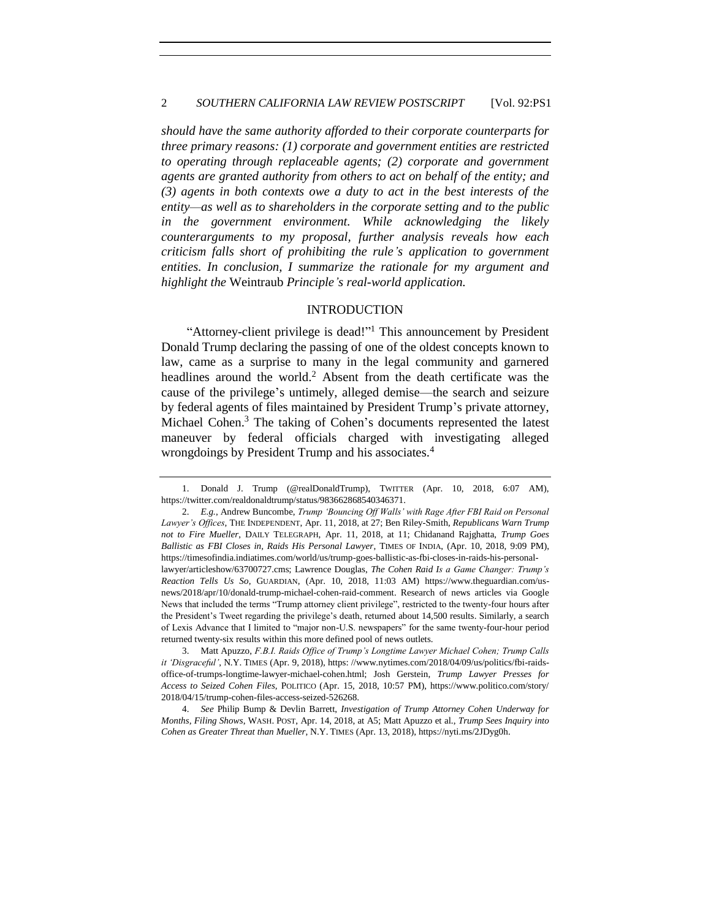*should have the same authority afforded to their corporate counterparts for three primary reasons: (1) corporate and government entities are restricted to operating through replaceable agents; (2) corporate and government agents are granted authority from others to act on behalf of the entity; and (3) agents in both contexts owe a duty to act in the best interests of the entity—as well as to shareholders in the corporate setting and to the public in the government environment. While acknowledging the likely counterarguments to my proposal, further analysis reveals how each criticism falls short of prohibiting the rule's application to government entities. In conclusion, I summarize the rationale for my argument and highlight the* Weintraub *Principle's real-world application.*

## INTRODUCTION

"Attorney-client privilege is dead!"[1] This announcement by President Donald Trump declaring the passing of one of the oldest concepts known to law, came as a surprise to many in the legal community and garnered headlines around the world.[2] Absent from the death certificate was the cause of the privilege's untimely, alleged demise—the search and seizure by federal agents of files maintained by President Trump's private attorney, Michael Cohen.[3] The taking of Cohen's documents represented the latest maneuver by federal officials charged with investigating alleged wrongdoings by President Trump and his associates.[4]

---

1. Donald J. Trump (@realDonaldTrump), TWITTER (Apr. 10, 2018, 6:07 AM), https://twitter.com/realdonaldtrump/status/983662868540346371.

2. *E.g.*, Andrew Buncombe, *Trump 'Bouncing Off Walls' with Rage After FBI Raid on Personal Lawyer's Offices*, THE INDEPENDENT, Apr. 11, 2018, at 27; Ben Riley-Smith, *Republicans Warn Trump not to Fire Mueller*, DAILY TELEGRAPH, Apr. 11, 2018, at 11; Chidanand Rajghatta, *Trump Goes Ballistic as FBI Closes in, Raids His Personal Lawyer*, TIMES OF INDIA, (Apr. 10, 2018, 9:09 PM), https://timesofindia.indiatimes.com/world/us/trump-goes-ballistic-as-fbi-closes-in-raids-his-personal-lawyer/articleshow/63700727.cms; Lawrence Douglas, *The Cohen Raid Is a Game Changer: Trump's Reaction Tells Us So*, GUARDIAN, (Apr. 10, 2018, 11:03 AM) https://www.theguardian.com/us-news/2018/apr/10/donald-trump-michael-cohen-raid-comment. Research of news articles via Google News that included the terms "Trump attorney client privilege", restricted to the twenty-four hours after the President's Tweet regarding the privilege's death, returned about 14,500 results. Similarly, a search of Lexis Advance that I limited to "major non-U.S. newspapers" for the same twenty-four-hour period returned twenty-six results within this more defined pool of news outlets.

3. Matt Apuzzo, *F.B.I. Raids Office of Trump's Longtime Lawyer Michael Cohen; Trump Calls it 'Disgraceful'*, N.Y. TIMES (Apr. 9, 2018), https: //www.nytimes.com/2018/04/09/us/politics/fbi-raids-office-of-trumps-longtime-lawyer-michael-cohen.html; Josh Gerstein, *Trump Lawyer Presses for Access to Seized Cohen Files*, POLITICO (Apr. 15, 2018, 10:57 PM), https://www.politico.com/story/2018/04/15/trump-cohen-files-access-seized-526268.

4. *See* Philip Bump & Devlin Barrett, *Investigation of Trump Attorney Cohen Underway for Months, Filing Shows*, WASH. POST, Apr. 14, 2018, at A5; Matt Apuzzo et al., *Trump Sees Inquiry into Cohen as Greater Threat than Mueller*, N.Y. TIMES (Apr. 13, 2018), https://nyti.ms/2JDyg0h.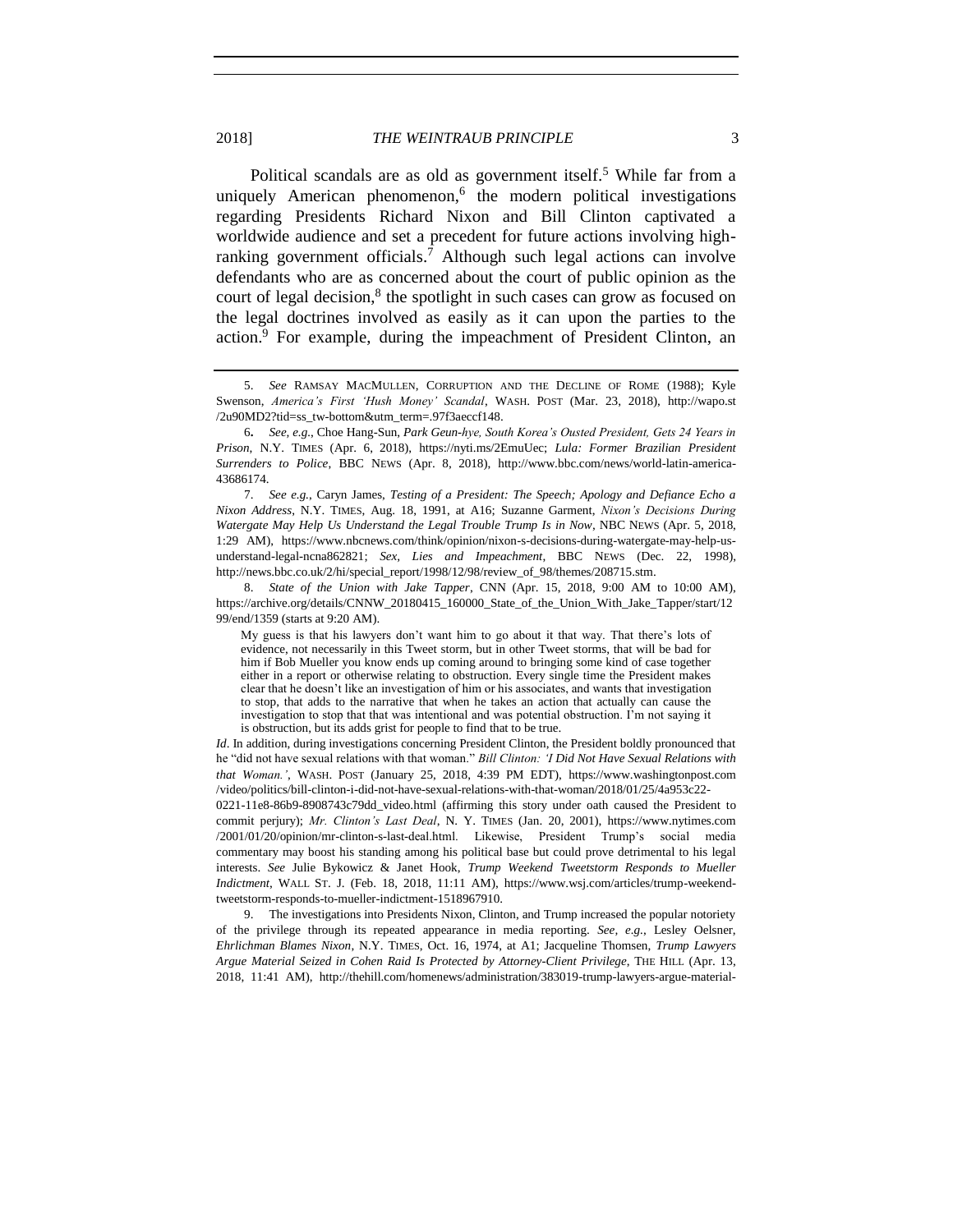Political scandals are as old as government itself.[5] While far from a uniquely American phenomenon,[6] the modern political investigations regarding Presidents Richard Nixon and Bill Clinton captivated a worldwide audience and set a precedent for future actions involving high-ranking government officials.[7] Although such legal actions can involve defendants who are as concerned about the court of public opinion as the court of legal decision,[8] the spotlight in such cases can grow as focused on the legal doctrines involved as easily as it can upon the parties to the action.[9] For example, during the impeachment of President Clinton, an

---

5. *See* RAMSAY MACMULLEN, CORRUPTION AND THE DECLINE OF ROME (1988); Kyle Swenson, *America's First 'Hush Money' Scandal*, WASH. POST (Mar. 23, 2018), http://wapo.st/2u90MD2?tid=ss_tw-bottom&utm_term=.97f3aeccf148.

6. *See, e.g.*, Choe Hang-Sun, *Park Geun-hye, South Korea's Ousted President, Gets 24 Years in Prison*, N.Y. TIMES (Apr. 6, 2018), https://nyti.ms/2EmuUec; *Lula: Former Brazilian President Surrenders to Police*, BBC NEWS (Apr. 8, 2018), http://www.bbc.com/news/world-latin-america-43686174.

7. *See e.g.*, Caryn James, *Testing of a President: The Speech; Apology and Defiance Echo a Nixon Address*, N.Y. TIMES, Aug. 18, 1991, at A16; Suzanne Garment, *Nixon's Decisions During Watergate May Help Us Understand the Legal Trouble Trump Is in Now*, NBC NEWS (Apr. 5, 2018, 1:29 AM), https://www.nbcnews.com/think/opinion/nixon-s-decisions-during-watergate-may-help-us-understand-legal-ncna862821; *Sex, Lies and Impeachment*, BBC NEWS (Dec. 22, 1998), http://news.bbc.co.uk/2/hi/special_report/1998/12/98/review_of_98/themes/208715.stm.

8. *State of the Union with Jake Tapper*, CNN (Apr. 15, 2018, 9:00 AM to 10:00 AM), https://archive.org/details/CNNW_20180415_160000_State_of_the_Union_With_Jake_Tapper/start/1299/end/1359 (starts at 9:20 AM).

> My guess is that his lawyers don't want him to go about it that way. That there's lots of evidence, not necessarily in this Tweet storm, but in other Tweet storms, that will be bad for him if Bob Mueller you know ends up coming around to bringing some kind of case together either in a report or otherwise relating to obstruction. Every single time the President makes clear that he doesn't like an investigation of him or his associates, and wants that investigation to stop, that adds to the narrative that when he takes an action that actually can cause the investigation to stop that that was intentional and was potential obstruction. I'm not saying it is obstruction, but its adds grist for people to find that to be true.

*Id*. In addition, during investigations concerning President Clinton, the President boldly pronounced that he "did not have sexual relations with that woman." *Bill Clinton: 'I Did Not Have Sexual Relations with that Woman.'*, WASH. POST (January 25, 2018, 4:39 PM EDT), https://www.washingtonpost.com/video/politics/bill-clinton-i-did-not-have-sexual-relations-with-that-woman/2018/01/25/4a953c22-0221-11e8-86b9-8908743c79dd_video.html (affirming this story under oath caused the President to commit perjury); *Mr. Clinton's Last Deal*, N. Y. TIMES (Jan. 20, 2001), https://www.nytimes.com/2001/01/20/opinion/mr-clinton-s-last-deal.html. Likewise, President Trump's social media commentary may boost his standing among his political base but could prove detrimental to his legal interests. *See* Julie Bykowicz & Janet Hook, *Trump Weekend Tweetstorm Responds to Mueller Indictment*, WALL ST. J. (Feb. 18, 2018, 11:11 AM), https://www.wsj.com/articles/trump-weekend-tweetstorm-responds-to-mueller-indictment-1518967910.

9. The investigations into Presidents Nixon, Clinton, and Trump increased the popular notoriety of the privilege through its repeated appearance in media reporting. *See, e.g.*, Lesley Oelsner, *Ehrlichman Blames Nixon*, N.Y. TIMES, Oct. 16, 1974, at A1; Jacqueline Thomsen, *Trump Lawyers Argue Material Seized in Cohen Raid Is Protected by Attorney-Client Privilege*, THE HILL (Apr. 13, 2018, 11:41 AM), http://thehill.com/homenews/administration/383019-trump-lawyers-argue-material-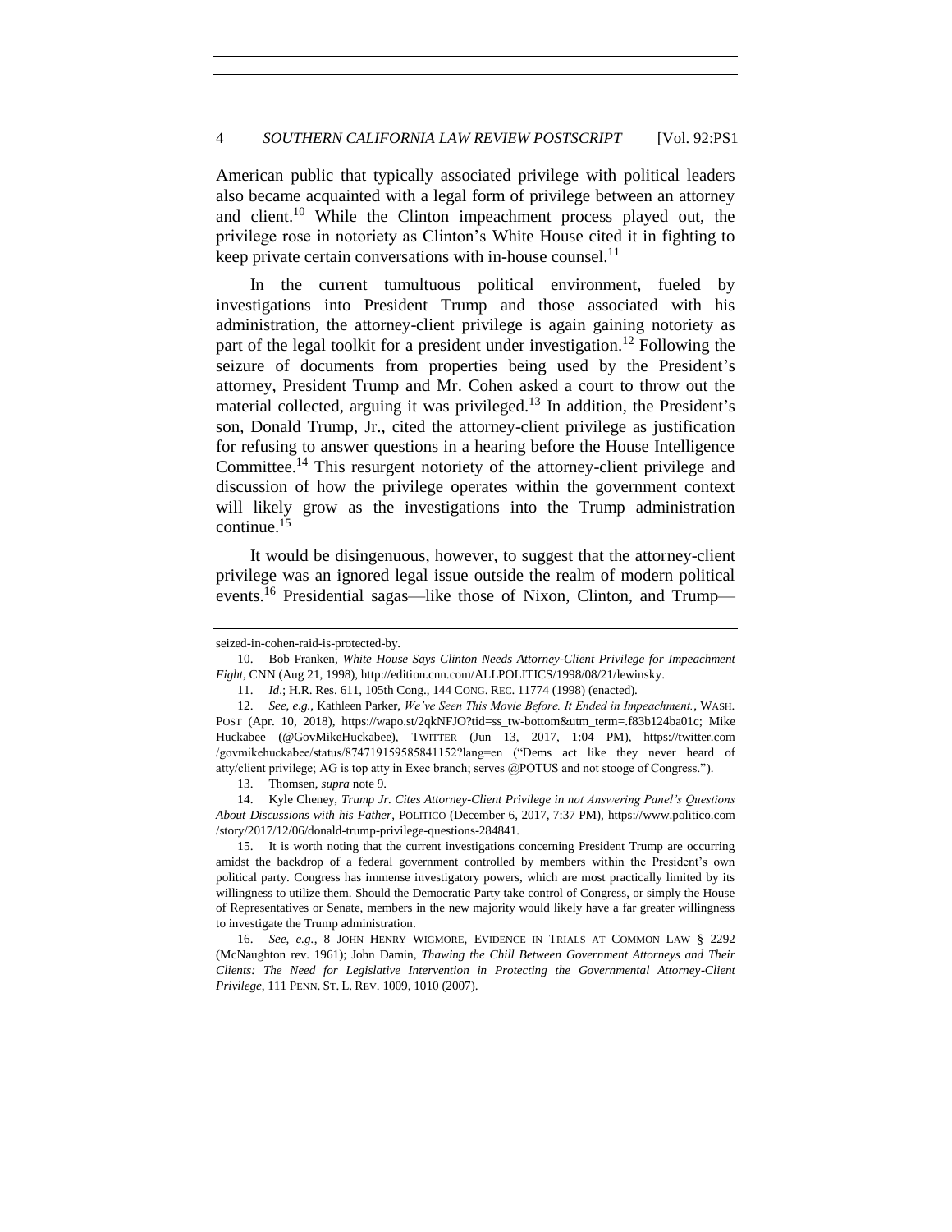American public that typically associated privilege with political leaders also became acquainted with a legal form of privilege between an attorney and client.[10] While the Clinton impeachment process played out, the privilege rose in notoriety as Clinton's White House cited it in fighting to keep private certain conversations with in-house counsel.[11]

In the current tumultuous political environment, fueled by investigations into President Trump and those associated with his administration, the attorney-client privilege is again gaining notoriety as part of the legal toolkit for a president under investigation.[12] Following the seizure of documents from properties being used by the President's attorney, President Trump and Mr. Cohen asked a court to throw out the material collected, arguing it was privileged.[13] In addition, the President's son, Donald Trump, Jr., cited the attorney-client privilege as justification for refusing to answer questions in a hearing before the House Intelligence Committee.[14] This resurgent notoriety of the attorney-client privilege and discussion of how the privilege operates within the government context will likely grow as the investigations into the Trump administration continue.[15]

It would be disingenuous, however, to suggest that the attorney-client privilege was an ignored legal issue outside the realm of modern political events.[16] Presidential sagas—like those of Nixon, Clinton, and Trump—

---

seized-in-cohen-raid-is-protected-by.

10. Bob Franken, *White House Says Clinton Needs Attorney-Client Privilege for Impeachment Fight*, CNN (Aug 21, 1998), http://edition.cnn.com/ALLPOLITICS/1998/08/21/lewinsky.

11. *Id.*; H.R. Res. 611, 105th Cong., 144 CONG. REC. 11774 (1998) (enacted).

12. *See, e.g.*, Kathleen Parker, *We've Seen This Movie Before. It Ended in Impeachment.*, WASH. POST (Apr. 10, 2018), https://wapo.st/2qkNFJO?tid=ss_tw-bottom&utm_term=.f83b124ba01c; Mike Huckabee (@GovMikeHuckabee), TWITTER (Jun 13, 2017, 1:04 PM), https://twitter.com/govmikehuckabee/status/874719159585841152?lang=en ("Dems act like they never heard of atty/client privilege; AG is top atty in Exec branch; serves @POTUS and not stooge of Congress.").

13. Thomsen, *supra* note 9.

14. Kyle Cheney, *Trump Jr. Cites Attorney-Client Privilege in not Answering Panel's Questions About Discussions with his Father*, POLITICO (December 6, 2017, 7:37 PM), https://www.politico.com/story/2017/12/06/donald-trump-privilege-questions-284841.

15. It is worth noting that the current investigations concerning President Trump are occurring amidst the backdrop of a federal government controlled by members within the President's own political party. Congress has immense investigatory powers, which are most practically limited by its willingness to utilize them. Should the Democratic Party take control of Congress, or simply the House of Representatives or Senate, members in the new majority would likely have a far greater willingness to investigate the Trump administration.

16. *See, e.g.*, 8 JOHN HENRY WIGMORE, EVIDENCE IN TRIALS AT COMMON LAW § 2292 (McNaughton rev. 1961); John Damin, *Thawing the Chill Between Government Attorneys and Their Clients: The Need for Legislative Intervention in Protecting the Governmental Attorney-Client Privilege*, 111 PENN. ST. L. REV. 1009, 1010 (2007).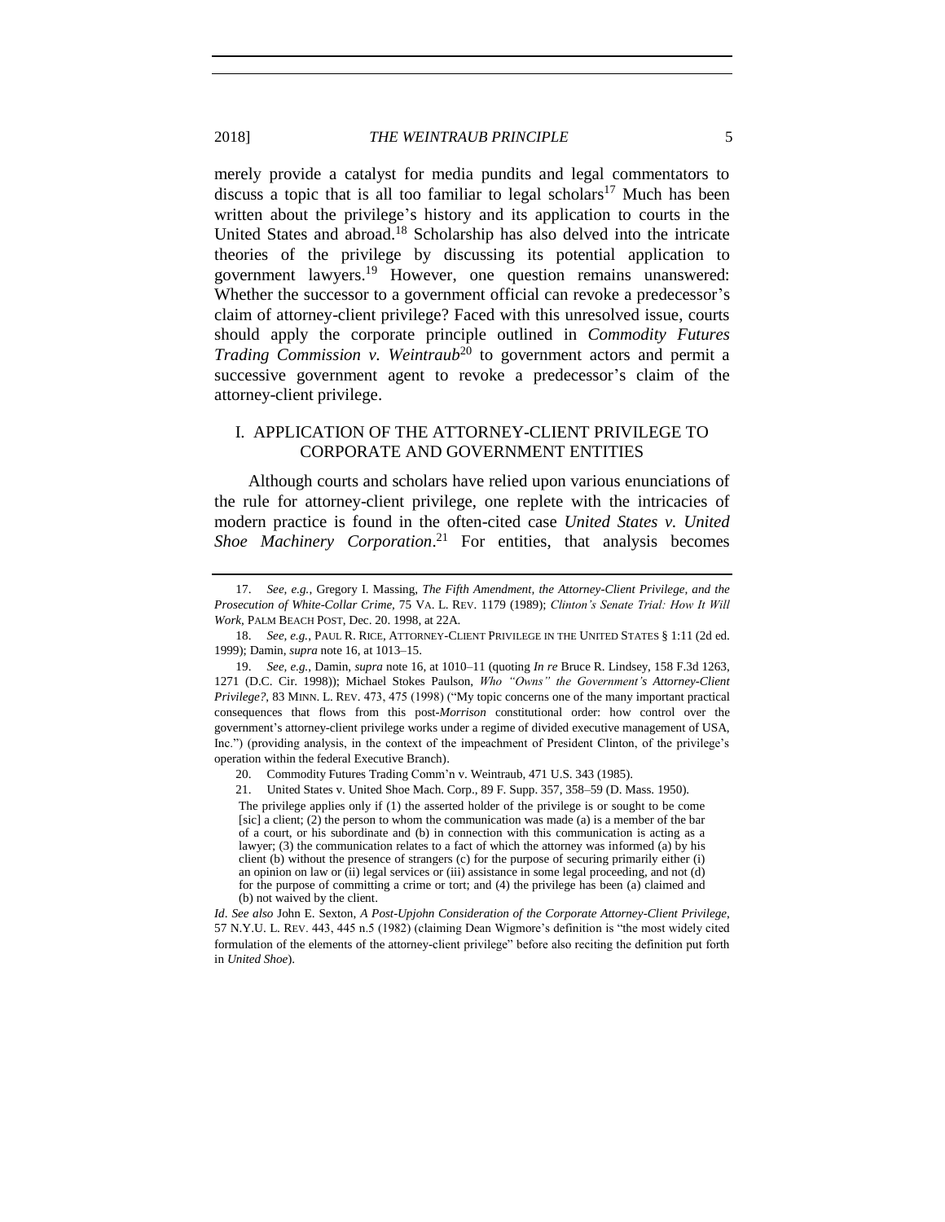merely provide a catalyst for media pundits and legal commentators to discuss a topic that is all too familiar to legal scholars[17] Much has been written about the privilege's history and its application to courts in the United States and abroad.[18] Scholarship has also delved into the intricate theories of the privilege by discussing its potential application to government lawyers.[19] However, one question remains unanswered: Whether the successor to a government official can revoke a predecessor's claim of attorney-client privilege? Faced with this unresolved issue, courts should apply the corporate principle outlined in *Commodity Futures Trading Commission v. Weintraub*[20] to government actors and permit a successive government agent to revoke a predecessor's claim of the attorney-client privilege.

## I. APPLICATION OF THE ATTORNEY-CLIENT PRIVILEGE TO CORPORATE AND GOVERNMENT ENTITIES

Although courts and scholars have relied upon various enunciations of the rule for attorney-client privilege, one replete with the intricacies of modern practice is found in the often-cited case *United States v. United Shoe Machinery Corporation*.[21] For entities, that analysis becomes

---

17. *See, e.g.*, Gregory I. Massing, *The Fifth Amendment, the Attorney-Client Privilege, and the Prosecution of White-Collar Crime*, 75 VA. L. REV. 1179 (1989); *Clinton's Senate Trial: How It Will Work*, PALM BEACH POST, Dec. 20. 1998, at 22A.

18. *See, e.g.*, PAUL R. RICE, ATTORNEY-CLIENT PRIVILEGE IN THE UNITED STATES § 1:11 (2d ed. 1999); Damin, *supra* note 16, at 1013–15.

19. *See, e.g.*, Damin, *supra* note 16, at 1010–11 (quoting *In re* Bruce R. Lindsey, 158 F.3d 1263, 1271 (D.C. Cir. 1998)); Michael Stokes Paulson, *Who "Owns" the Government's Attorney-Client Privilege?*, 83 MINN. L. REV. 473, 475 (1998) ("My topic concerns one of the many important practical consequences that flows from this post-*Morrison* constitutional order: how control over the government's attorney-client privilege works under a regime of divided executive management of USA, Inc.") (providing analysis, in the context of the impeachment of President Clinton, of the privilege's operation within the federal Executive Branch).

20. Commodity Futures Trading Comm'n v. Weintraub, 471 U.S. 343 (1985).

21. United States v. United Shoe Mach. Corp., 89 F. Supp. 357, 358–59 (D. Mass. 1950).

> The privilege applies only if (1) the asserted holder of the privilege is or sought to be come [sic] a client; (2) the person to whom the communication was made (a) is a member of the bar of a court, or his subordinate and (b) in connection with this communication is acting as a lawyer; (3) the communication relates to a fact of which the attorney was informed (a) by his client (b) without the presence of strangers (c) for the purpose of securing primarily either (i) an opinion on law or (ii) legal services or (iii) assistance in some legal proceeding, and not (d) for the purpose of committing a crime or tort; and (4) the privilege has been (a) claimed and (b) not waived by the client.

*Id*. *See also* John E. Sexton, *A Post-Upjohn Consideration of the Corporate Attorney-Client Privilege*, 57 N.Y.U. L. REV. 443, 445 n.5 (1982) (claiming Dean Wigmore's definition is "the most widely cited formulation of the elements of the attorney-client privilege" before also reciting the definition put forth in *United Shoe*).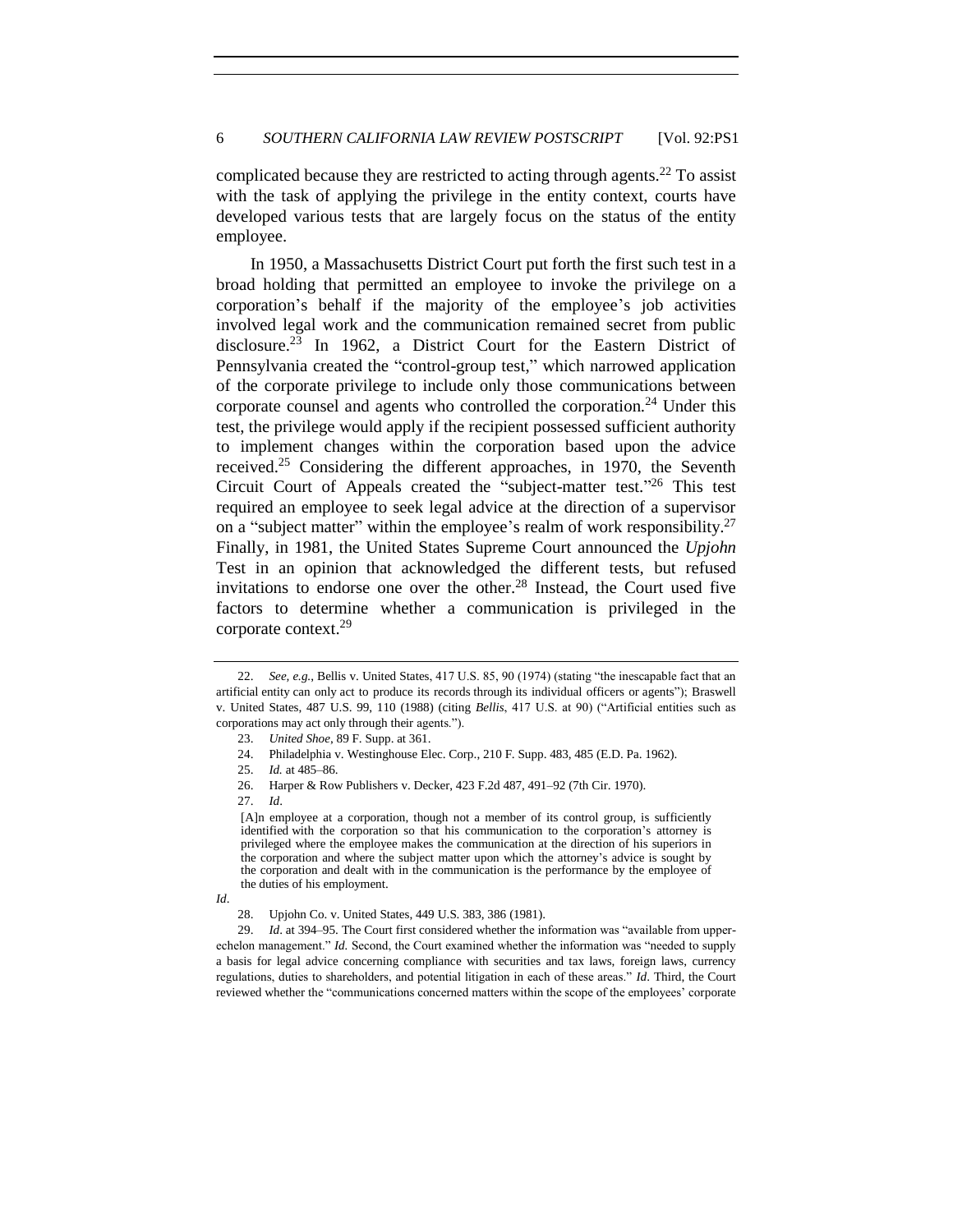complicated because they are restricted to acting through agents.[22] To assist with the task of applying the privilege in the entity context, courts have developed various tests that are largely focus on the status of the entity employee.

In 1950, a Massachusetts District Court put forth the first such test in a broad holding that permitted an employee to invoke the privilege on a corporation's behalf if the majority of the employee's job activities involved legal work and the communication remained secret from public disclosure.[23] In 1962, a District Court for the Eastern District of Pennsylvania created the "control-group test," which narrowed application of the corporate privilege to include only those communications between corporate counsel and agents who controlled the corporation.[24] Under this test, the privilege would apply if the recipient possessed sufficient authority to implement changes within the corporation based upon the advice received.[25] Considering the different approaches, in 1970, the Seventh Circuit Court of Appeals created the "subject-matter test."[26] This test required an employee to seek legal advice at the direction of a supervisor on a "subject matter" within the employee's realm of work responsibility.[27] Finally, in 1981, the United States Supreme Court announced the *Upjohn* Test in an opinion that acknowledged the different tests, but refused invitations to endorse one over the other.[28] Instead, the Court used five factors to determine whether a communication is privileged in the corporate context.[29]

---

22. *See, e.g.*, Bellis v. United States, 417 U.S. 85, 90 (1974) (stating "the inescapable fact that an artificial entity can only act to produce its records through its individual officers or agents"); Braswell v. United States, 487 U.S. 99, 110 (1988) (citing *Bellis*, 417 U.S. at 90) ("Artificial entities such as corporations may act only through their agents.").

23. *United Shoe*, 89 F. Supp. at 361.

24. Philadelphia v. Westinghouse Elec. Corp., 210 F. Supp. 483, 485 (E.D. Pa. 1962).

25. *Id.* at 485–86.

26. Harper & Row Publishers v. Decker, 423 F.2d 487, 491–92 (7th Cir. 1970).

27. *Id*.

> [A]n employee at a corporation, though not a member of its control group, is sufficiently identified with the corporation so that his communication to the corporation's attorney is privileged where the employee makes the communication at the direction of his superiors in the corporation and where the subject matter upon which the attorney's advice is sought by the corporation and dealt with in the communication is the performance by the employee of the duties of his employment.

*Id*.

28. Upjohn Co. v. United States, 449 U.S. 383, 386 (1981).

29. *Id*. at 394–95. The Court first considered whether the information was "available from upper-echelon management." *Id.* Second, the Court examined whether the information was "needed to supply a basis for legal advice concerning compliance with securities and tax laws, foreign laws, currency regulations, duties to shareholders, and potential litigation in each of these areas." *Id*. Third, the Court reviewed whether the "communications concerned matters within the scope of the employees' corporate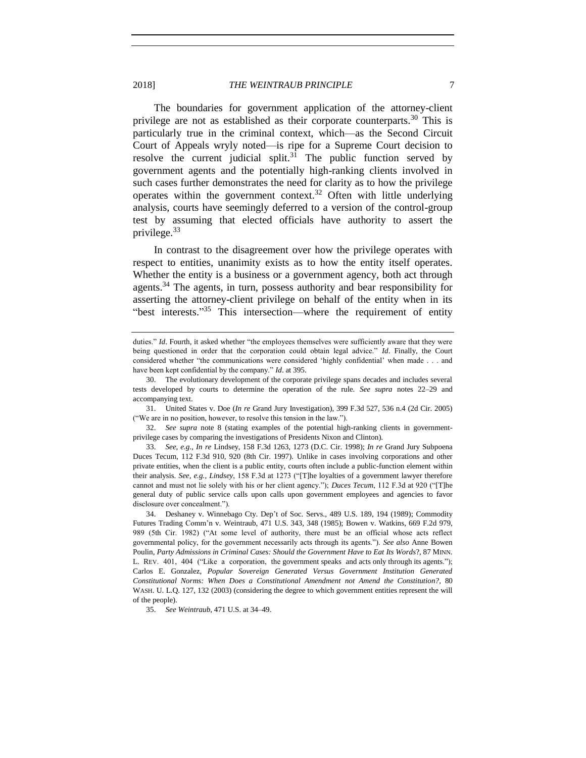The boundaries for government application of the attorney-client privilege are not as established as their corporate counterparts.[30] This is particularly true in the criminal context, which—as the Second Circuit Court of Appeals wryly noted—is ripe for a Supreme Court decision to resolve the current judicial split.[31] The public function served by government agents and the potentially high-ranking clients involved in such cases further demonstrates the need for clarity as to how the privilege operates within the government context.[32] Often with little underlying analysis, courts have seemingly deferred to a version of the control-group test by assuming that elected officials have authority to assert the privilege.[33]

In contrast to the disagreement over how the privilege operates with respect to entities, unanimity exists as to how the entity itself operates. Whether the entity is a business or a government agency, both act through agents.[34] The agents, in turn, possess authority and bear responsibility for asserting the attorney-client privilege on behalf of the entity when in its "best interests."[35] This intersection—where the requirement of entity

---

duties." *Id*. Fourth, it asked whether "the employees themselves were sufficiently aware that they were being questioned in order that the corporation could obtain legal advice." *Id*. Finally, the Court considered whether "the communications were considered 'highly confidential' when made . . . and have been kept confidential by the company." *Id*. at 395.

30. The evolutionary development of the corporate privilege spans decades and includes several tests developed by courts to determine the operation of the rule. *See supra* notes 22–29 and accompanying text.

31. United States v. Doe (*In re* Grand Jury Investigation), 399 F.3d 527, 536 n.4 (2d Cir. 2005) ("We are in no position, however, to resolve this tension in the law.").

32. *See supra* note 8 (stating examples of the potential high-ranking clients in government-privilege cases by comparing the investigations of Presidents Nixon and Clinton).

33. *See, e.g.*, *In re* Lindsey, 158 F.3d 1263, 1273 (D.C. Cir. 1998); *In re* Grand Jury Subpoena Duces Tecum, 112 F.3d 910, 920 (8th Cir. 1997). Unlike in cases involving corporations and other private entities, when the client is a public entity, courts often include a public-function element within their analysis. *See, e.g.*, *Lindsey*, 158 F.3d at 1273 ("[T]he loyalties of a government lawyer therefore cannot and must not lie solely with his or her client agency."); *Duces Tecum*, 112 F.3d at 920 ("[T]he general duty of public service calls upon calls upon government employees and agencies to favor disclosure over concealment.").

34. Deshaney v. Winnebago Cty. Dep't of Soc. Servs., 489 U.S. 189, 194 (1989); Commodity Futures Trading Comm'n v. Weintraub, 471 U.S. 343, 348 (1985); Bowen v. Watkins, 669 F.2d 979, 989 (5th Cir. 1982) ("At some level of authority, there must be an official whose acts reflect governmental policy, for the government necessarily acts through its agents."). *See also* Anne Bowen Poulin, *Party Admissions in Criminal Cases: Should the Government Have to Eat Its Words*?, 87 MINN. L. REV. 401, 404 ("Like a corporation, the government speaks and acts only through its agents."); Carlos E. Gonzalez, *Popular Sovereign Generated Versus Government Institution Generated Constitutional Norms: When Does a Constitutional Amendment not Amend the Constitution?*, 80 WASH. U. L.Q. 127, 132 (2003) (considering the degree to which government entities represent the will of the people).

35. *See Weintraub*, 471 U.S. at 34–49.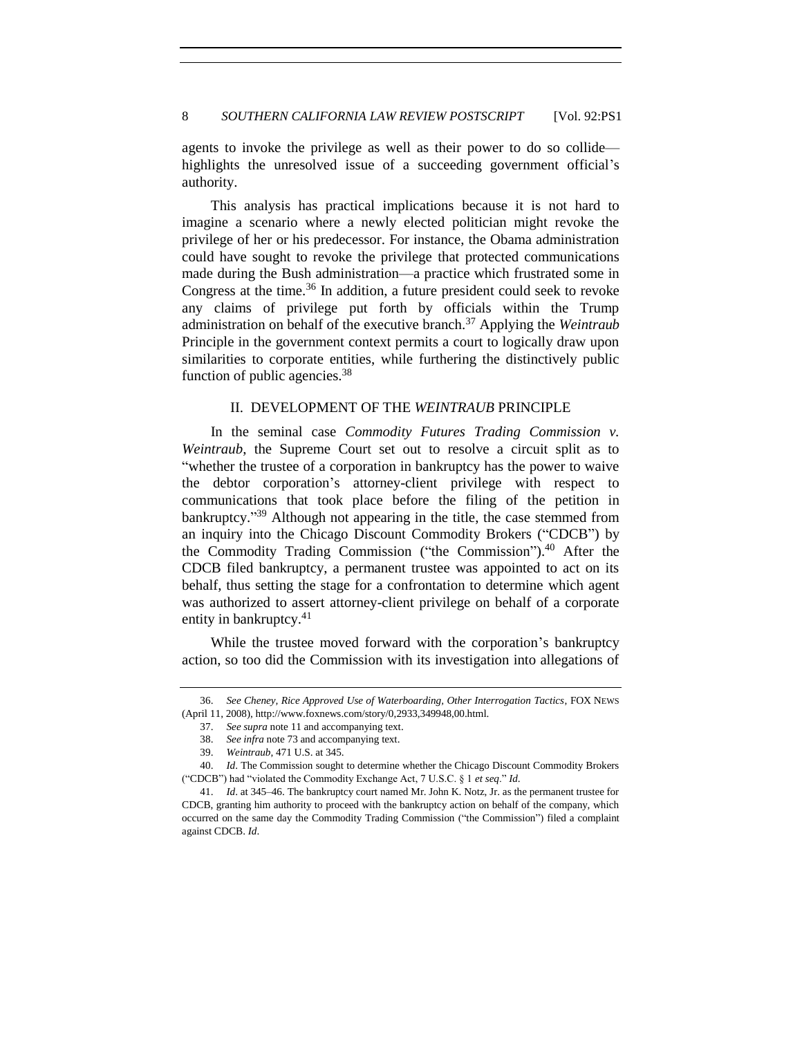agents to invoke the privilege as well as their power to do so collide—highlights the unresolved issue of a succeeding government official's authority.

This analysis has practical implications because it is not hard to imagine a scenario where a newly elected politician might revoke the privilege of her or his predecessor. For instance, the Obama administration could have sought to revoke the privilege that protected communications made during the Bush administration—a practice which frustrated some in Congress at the time.[36] In addition, a future president could seek to revoke any claims of privilege put forth by officials within the Trump administration on behalf of the executive branch.[37] Applying the *Weintraub* Principle in the government context permits a court to logically draw upon similarities to corporate entities, while furthering the distinctively public function of public agencies.[38]

## II. DEVELOPMENT OF THE *WEINTRAUB* PRINCIPLE

In the seminal case *Commodity Futures Trading Commission v. Weintraub*, the Supreme Court set out to resolve a circuit split as to "whether the trustee of a corporation in bankruptcy has the power to waive the debtor corporation's attorney-client privilege with respect to communications that took place before the filing of the petition in bankruptcy."[39] Although not appearing in the title, the case stemmed from an inquiry into the Chicago Discount Commodity Brokers ("CDCB") by the Commodity Trading Commission ("the Commission").[40] After the CDCB filed bankruptcy, a permanent trustee was appointed to act on its behalf, thus setting the stage for a confrontation to determine which agent was authorized to assert attorney-client privilege on behalf of a corporate entity in bankruptcy.[41]

While the trustee moved forward with the corporation's bankruptcy action, so too did the Commission with its investigation into allegations of

---

36. *See Cheney, Rice Approved Use of Waterboarding, Other Interrogation Tactics*, FOX NEWS (April 11, 2008), http://www.foxnews.com/story/0,2933,349948,00.html.

37. *See supra* note 11 and accompanying text.

38. *See infra* note 73 and accompanying text.

39. *Weintraub*, 471 U.S. at 345.

40. *Id*. The Commission sought to determine whether the Chicago Discount Commodity Brokers ("CDCB") had "violated the Commodity Exchange Act, 7 U.S.C. § 1 *et seq*." *Id*.

41. *Id*. at 345–46. The bankruptcy court named Mr. John K. Notz, Jr. as the permanent trustee for CDCB, granting him authority to proceed with the bankruptcy action on behalf of the company, which occurred on the same day the Commodity Trading Commission ("the Commission") filed a complaint against CDCB. *Id*.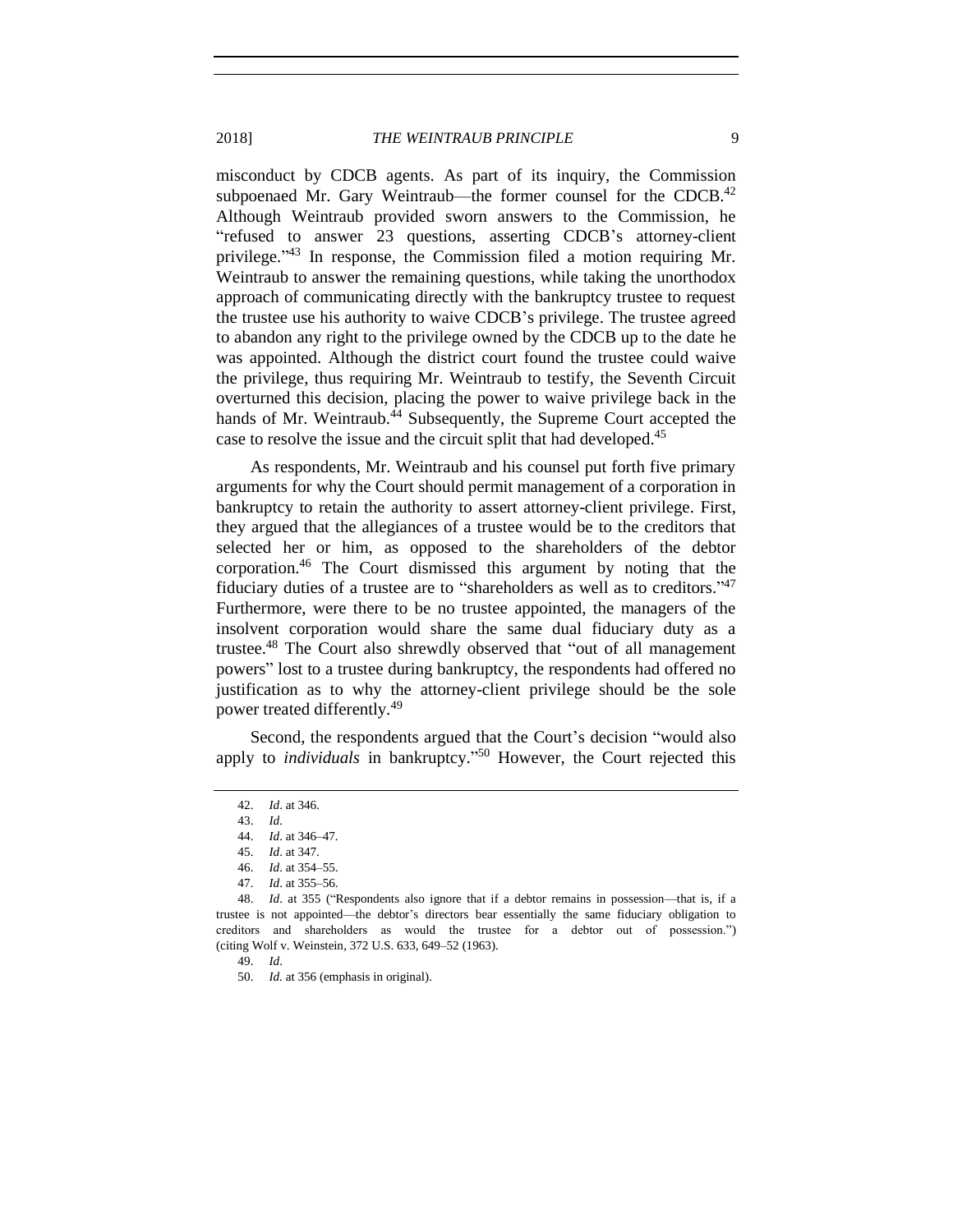misconduct by CDCB agents. As part of its inquiry, the Commission subpoenaed Mr. Gary Weintraub—the former counsel for the CDCB.[42] Although Weintraub provided sworn answers to the Commission, he "refused to answer 23 questions, asserting CDCB's attorney-client privilege."[43] In response, the Commission filed a motion requiring Mr. Weintraub to answer the remaining questions, while taking the unorthodox approach of communicating directly with the bankruptcy trustee to request the trustee use his authority to waive CDCB's privilege. The trustee agreed to abandon any right to the privilege owned by the CDCB up to the date he was appointed. Although the district court found the trustee could waive the privilege, thus requiring Mr. Weintraub to testify, the Seventh Circuit overturned this decision, placing the power to waive privilege back in the hands of Mr. Weintraub.[44] Subsequently, the Supreme Court accepted the case to resolve the issue and the circuit split that had developed.[45]

As respondents, Mr. Weintraub and his counsel put forth five primary arguments for why the Court should permit management of a corporation in bankruptcy to retain the authority to assert attorney-client privilege. First, they argued that the allegiances of a trustee would be to the creditors that selected her or him, as opposed to the shareholders of the debtor corporation.[46] The Court dismissed this argument by noting that the fiduciary duties of a trustee are to "shareholders as well as to creditors."[47] Furthermore, were there to be no trustee appointed, the managers of the insolvent corporation would share the same dual fiduciary duty as a trustee.[48] The Court also shrewdly observed that "out of all management powers" lost to a trustee during bankruptcy, the respondents had offered no justification as to why the attorney-client privilege should be the sole power treated differently.[49]

Second, the respondents argued that the Court's decision "would also apply to *individuals* in bankruptcy."[50] However, the Court rejected this

---

42. *Id*. at 346.

43. *Id*.

44. *Id*. at 346–47.

45. *Id*. at 347.

46. *Id*. at 354–55.

47. *Id*. at 355–56.

48. *Id*. at 355 ("Respondents also ignore that if a debtor remains in possession—that is, if a trustee is not appointed—the debtor's directors bear essentially the same fiduciary obligation to creditors and shareholders as would the trustee for a debtor out of possession.") (citing Wolf v. Weinstein, 372 U.S. 633, 649–52 (1963).

49. *Id*.

50. *Id.* at 356 (emphasis in original).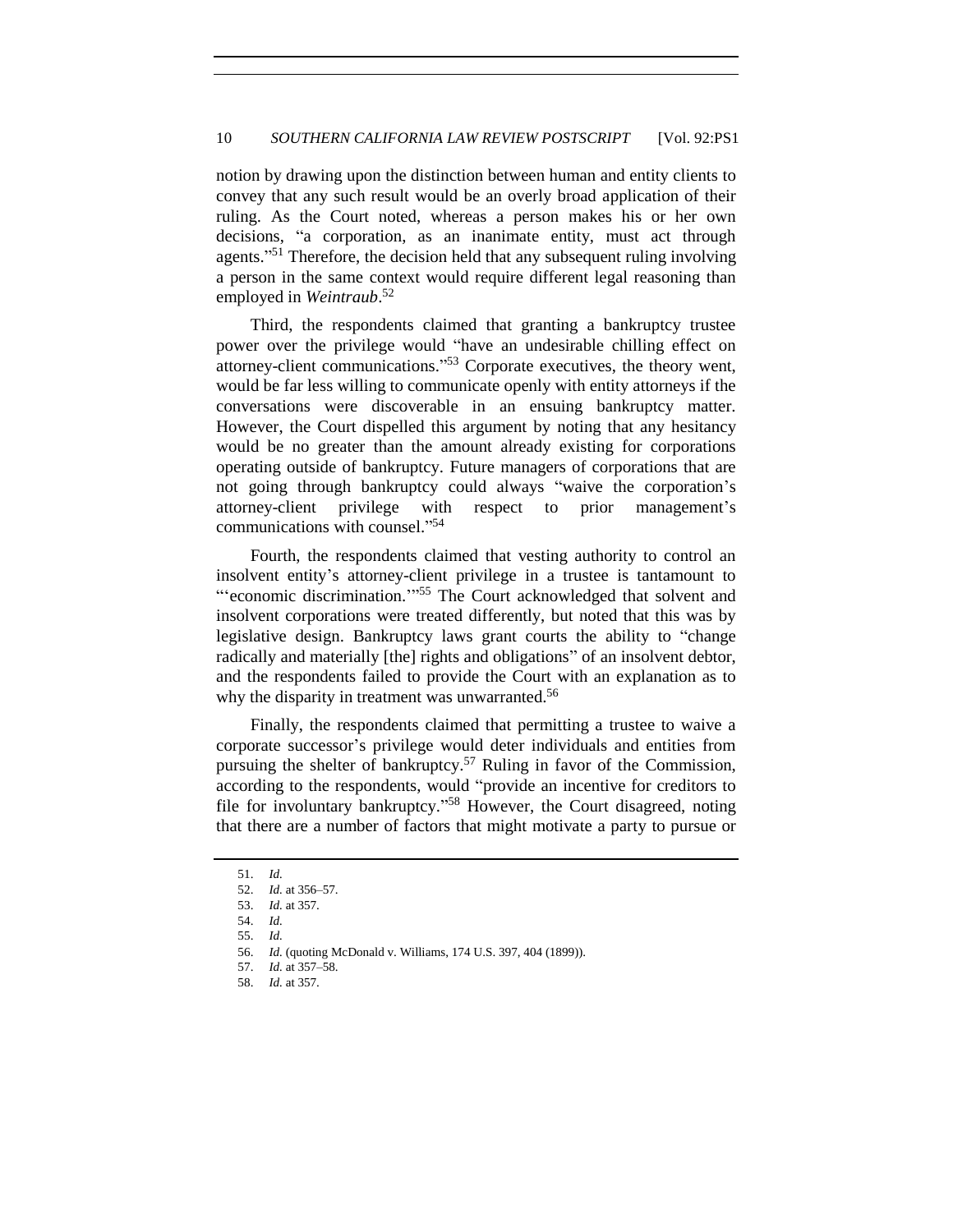notion by drawing upon the distinction between human and entity clients to convey that any such result would be an overly broad application of their ruling. As the Court noted, whereas a person makes his or her own decisions, "a corporation, as an inanimate entity, must act through agents."[51] Therefore, the decision held that any subsequent ruling involving a person in the same context would require different legal reasoning than employed in *Weintraub*.[52]

Third, the respondents claimed that granting a bankruptcy trustee power over the privilege would "have an undesirable chilling effect on attorney-client communications."[53] Corporate executives, the theory went, would be far less willing to communicate openly with entity attorneys if the conversations were discoverable in an ensuing bankruptcy matter. However, the Court dispelled this argument by noting that any hesitancy would be no greater than the amount already existing for corporations operating outside of bankruptcy. Future managers of corporations that are not going through bankruptcy could always "waive the corporation's attorney-client privilege with respect to prior management's communications with counsel."[54]

Fourth, the respondents claimed that vesting authority to control an insolvent entity's attorney-client privilege in a trustee is tantamount to "'economic discrimination.'"[55] The Court acknowledged that solvent and insolvent corporations were treated differently, but noted that this was by legislative design. Bankruptcy laws grant courts the ability to "change radically and materially [the] rights and obligations" of an insolvent debtor, and the respondents failed to provide the Court with an explanation as to why the disparity in treatment was unwarranted.[56]

Finally, the respondents claimed that permitting a trustee to waive a corporate successor's privilege would deter individuals and entities from pursuing the shelter of bankruptcy.[57] Ruling in favor of the Commission, according to the respondents, would "provide an incentive for creditors to file for involuntary bankruptcy."[58] However, the Court disagreed, noting that there are a number of factors that might motivate a party to pursue or

---

51. *Id.*
52. *Id.* at 356–57.
53. *Id.* at 357.
54. *Id.*
55. *Id.*
56. *Id.* (quoting McDonald v. Williams, 174 U.S. 397, 404 (1899)).
57. *Id.* at 357–58.
58. *Id.* at 357.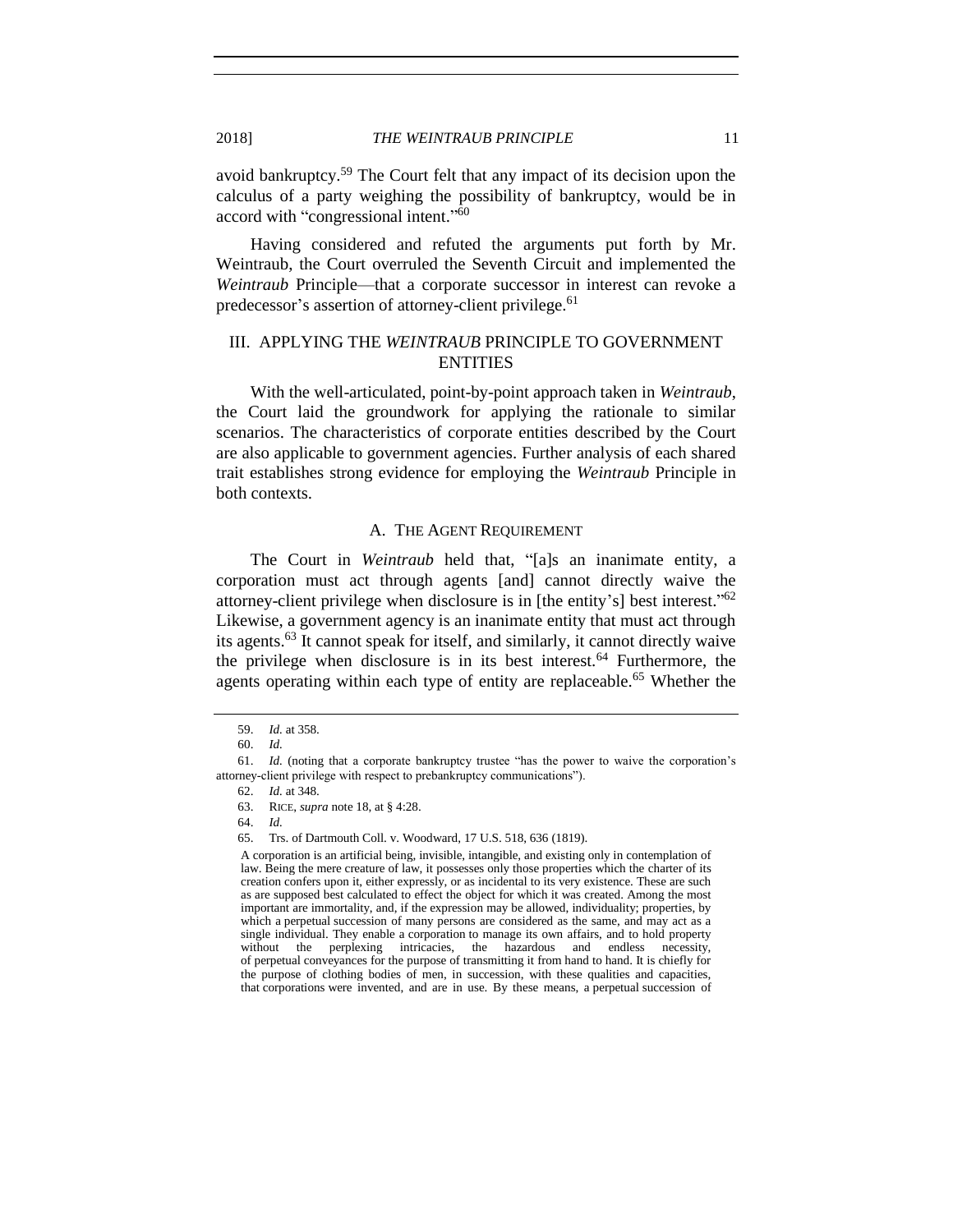avoid bankruptcy.[59] The Court felt that any impact of its decision upon the calculus of a party weighing the possibility of bankruptcy, would be in accord with "congressional intent."[60]

Having considered and refuted the arguments put forth by Mr. Weintraub, the Court overruled the Seventh Circuit and implemented the *Weintraub* Principle—that a corporate successor in interest can revoke a predecessor's assertion of attorney-client privilege.[61]

## III. APPLYING THE *WEINTRAUB* PRINCIPLE TO GOVERNMENT ENTITIES

With the well-articulated, point-by-point approach taken in *Weintraub*, the Court laid the groundwork for applying the rationale to similar scenarios. The characteristics of corporate entities described by the Court are also applicable to government agencies. Further analysis of each shared trait establishes strong evidence for employing the *Weintraub* Principle in both contexts.

### A. THE AGENT REQUIREMENT

The Court in *Weintraub* held that, "[a]s an inanimate entity, a corporation must act through agents [and] cannot directly waive the attorney-client privilege when disclosure is in [the entity's] best interest."[62] Likewise, a government agency is an inanimate entity that must act through its agents.[63] It cannot speak for itself, and similarly, it cannot directly waive the privilege when disclosure is in its best interest.[64] Furthermore, the agents operating within each type of entity are replaceable.[65] Whether the

---

59. *Id.* at 358.

60. *Id.*

61. *Id.* (noting that a corporate bankruptcy trustee "has the power to waive the corporation's attorney-client privilege with respect to prebankruptcy communications").

62. *Id.* at 348.

63. RICE, *supra* note 18, at § 4:28.

64. *Id.*

65. Trs. of Dartmouth Coll. v. Woodward, 17 U.S. 518, 636 (1819).

> A corporation is an artificial being, invisible, intangible, and existing only in contemplation of law. Being the mere creature of law, it possesses only those properties which the charter of its creation confers upon it, either expressly, or as incidental to its very existence. These are such as are supposed best calculated to effect the object for which it was created. Among the most important are immortality, and, if the expression may be allowed, individuality; properties, by which a perpetual succession of many persons are considered as the same, and may act as a single individual. They enable a corporation to manage its own affairs, and to hold property without the perplexing intricacies, the hazardous and endless necessity, of perpetual conveyances for the purpose of transmitting it from hand to hand. It is chiefly for the purpose of clothing bodies of men, in succession, with these qualities and capacities, that corporations were invented, and are in use. By these means, a perpetual succession of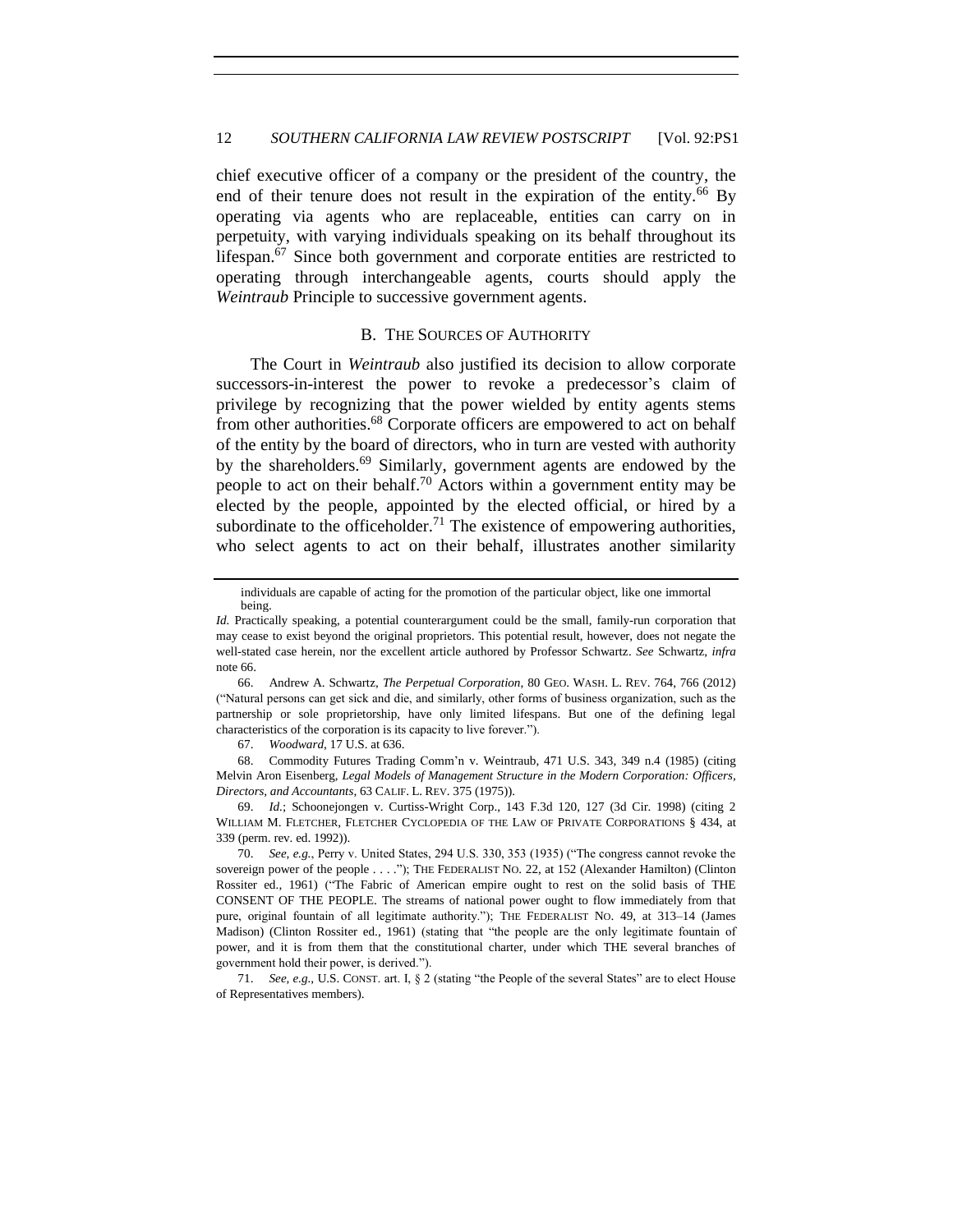chief executive officer of a company or the president of the country, the end of their tenure does not result in the expiration of the entity.[66] By operating via agents who are replaceable, entities can carry on in perpetuity, with varying individuals speaking on its behalf throughout its lifespan.[67] Since both government and corporate entities are restricted to operating through interchangeable agents, courts should apply the *Weintraub* Principle to successive government agents.

### B. THE SOURCES OF AUTHORITY

The Court in *Weintraub* also justified its decision to allow corporate successors-in-interest the power to revoke a predecessor's claim of privilege by recognizing that the power wielded by entity agents stems from other authorities.[68] Corporate officers are empowered to act on behalf of the entity by the board of directors, who in turn are vested with authority by the shareholders.[69] Similarly, government agents are endowed by the people to act on their behalf.[70] Actors within a government entity may be elected by the people, appointed by the elected official, or hired by a subordinate to the officeholder.[71] The existence of empowering authorities, who select agents to act on their behalf, illustrates another similarity

---

> individuals are capable of acting for the promotion of the particular object, like one immortal being.

*Id.* Practically speaking, a potential counterargument could be the small, family-run corporation that may cease to exist beyond the original proprietors. This potential result, however, does not negate the well-stated case herein, nor the excellent article authored by Professor Schwartz. *See* Schwartz, *infra* note 66.

66. Andrew A. Schwartz, *The Perpetual Corporation*, 80 GEO. WASH. L. REV. 764, 766 (2012) ("Natural persons can get sick and die, and similarly, other forms of business organization, such as the partnership or sole proprietorship, have only limited lifespans. But one of the defining legal characteristics of the corporation is its capacity to live forever.").

67. *Woodward*, 17 U.S. at 636.

68. Commodity Futures Trading Comm'n v. Weintraub, 471 U.S. 343, 349 n.4 (1985) (citing Melvin Aron Eisenberg, *Legal Models of Management Structure in the Modern Corporation: Officers, Directors, and Accountants*, 63 CALIF. L. REV. 375 (1975)).

69. *Id.*; Schoonejongen v. Curtiss-Wright Corp., 143 F.3d 120, 127 (3d Cir. 1998) (citing 2 WILLIAM M. FLETCHER, FLETCHER CYCLOPEDIA OF THE LAW OF PRIVATE CORPORATIONS § 434, at 339 (perm. rev. ed. 1992)).

70. *See, e.g.*, Perry v. United States, 294 U.S. 330, 353 (1935) ("The congress cannot revoke the sovereign power of the people . . . ."); THE FEDERALIST NO. 22, at 152 (Alexander Hamilton) (Clinton Rossiter ed., 1961) ("The Fabric of American empire ought to rest on the solid basis of THE CONSENT OF THE PEOPLE. The streams of national power ought to flow immediately from that pure, original fountain of all legitimate authority."); THE FEDERALIST NO. 49, at 313–14 (James Madison) (Clinton Rossiter ed., 1961) (stating that "the people are the only legitimate fountain of power, and it is from them that the constitutional charter, under which THE several branches of government hold their power, is derived.").

71. *See, e.g.*, U.S. CONST. art. I, § 2 (stating "the People of the several States" are to elect House of Representatives members).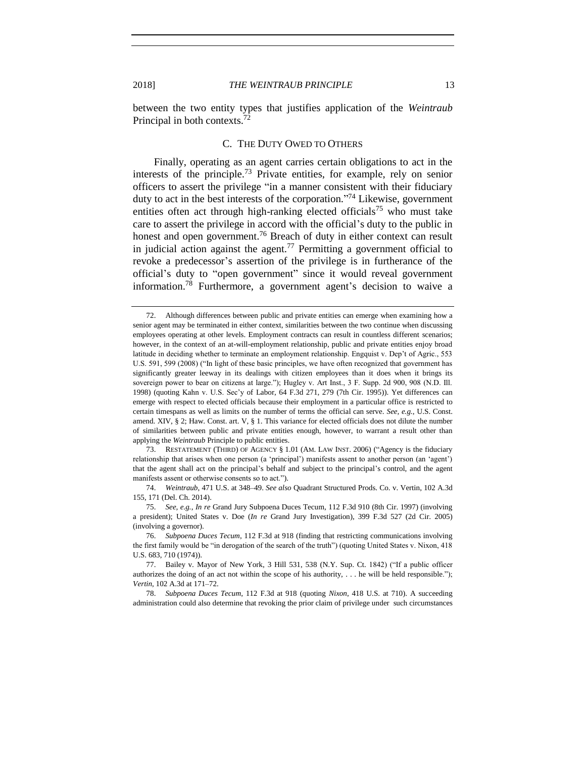between the two entity types that justifies application of the *Weintraub* Principal in both contexts.[72]

### C. THE DUTY OWED TO OTHERS

Finally, operating as an agent carries certain obligations to act in the interests of the principle.[73] Private entities, for example, rely on senior officers to assert the privilege "in a manner consistent with their fiduciary duty to act in the best interests of the corporation."[74] Likewise, government entities often act through high-ranking elected officials[75] who must take care to assert the privilege in accord with the official's duty to the public in honest and open government.[76] Breach of duty in either context can result in judicial action against the agent.[77] Permitting a government official to revoke a predecessor's assertion of the privilege is in furtherance of the official's duty to "open government" since it would reveal government information.[78] Furthermore, a government agent's decision to waive a

---

72. Although differences between public and private entities can emerge when examining how a senior agent may be terminated in either context, similarities between the two continue when discussing employees operating at other levels. Employment contracts can result in countless different scenarios; however, in the context of an at-will-employment relationship, public and private entities enjoy broad latitude in deciding whether to terminate an employment relationship. Engquist v. Dep't of Agric., 553 U.S. 591, 599 (2008) ("In light of these basic principles, we have often recognized that government has significantly greater leeway in its dealings with citizen employees than it does when it brings its sovereign power to bear on citizens at large."); Hugley v. Art Inst., 3 F. Supp. 2d 900, 908 (N.D. Ill. 1998) (quoting Kahn v. U.S. Sec'y of Labor, 64 F.3d 271, 279 (7th Cir. 1995)). Yet differences can emerge with respect to elected officials because their employment in a particular office is restricted to certain timespans as well as limits on the number of terms the official can serve. *See, e.g.*, U.S. Const. amend. XIV, § 2; Haw. Const. art. V, § 1. This variance for elected officials does not dilute the number of similarities between public and private entities enough, however, to warrant a result other than applying the *Weintraub* Principle to public entities.

73. RESTATEMENT (THIRD) OF AGENCY § 1.01 (AM. LAW INST. 2006) ("Agency is the fiduciary relationship that arises when one person (a 'principal') manifests assent to another person (an 'agent') that the agent shall act on the principal's behalf and subject to the principal's control, and the agent manifests assent or otherwise consents so to act.").

74. *Weintraub*, 471 U.S. at 348–49. *See also* Quadrant Structured Prods. Co. v. Vertin, 102 A.3d 155, 171 (Del. Ch. 2014).

75. *See, e.g.*, *In re* Grand Jury Subpoena Duces Tecum, 112 F.3d 910 (8th Cir. 1997) (involving a president); United States v. Doe (*In re* Grand Jury Investigation), 399 F.3d 527 (2d Cir. 2005) (involving a governor).

76. *Subpoena Duces Tecum*, 112 F.3d at 918 (finding that restricting communications involving the first family would be "in derogation of the search of the truth") (quoting United States v. Nixon, 418 U.S. 683, 710 (1974)).

77. Bailey v. Mayor of New York, 3 Hill 531, 538 (N.Y. Sup. Ct. 1842) ("If a public officer authorizes the doing of an act not within the scope of his authority, . . . he will be held responsible."); *Vertin*, 102 A.3d at 171–72.

78. *Subpoena Duces Tecum*, 112 F.3d at 918 (quoting *Nixon*, 418 U.S. at 710). A succeeding administration could also determine that revoking the prior claim of privilege under such circumstances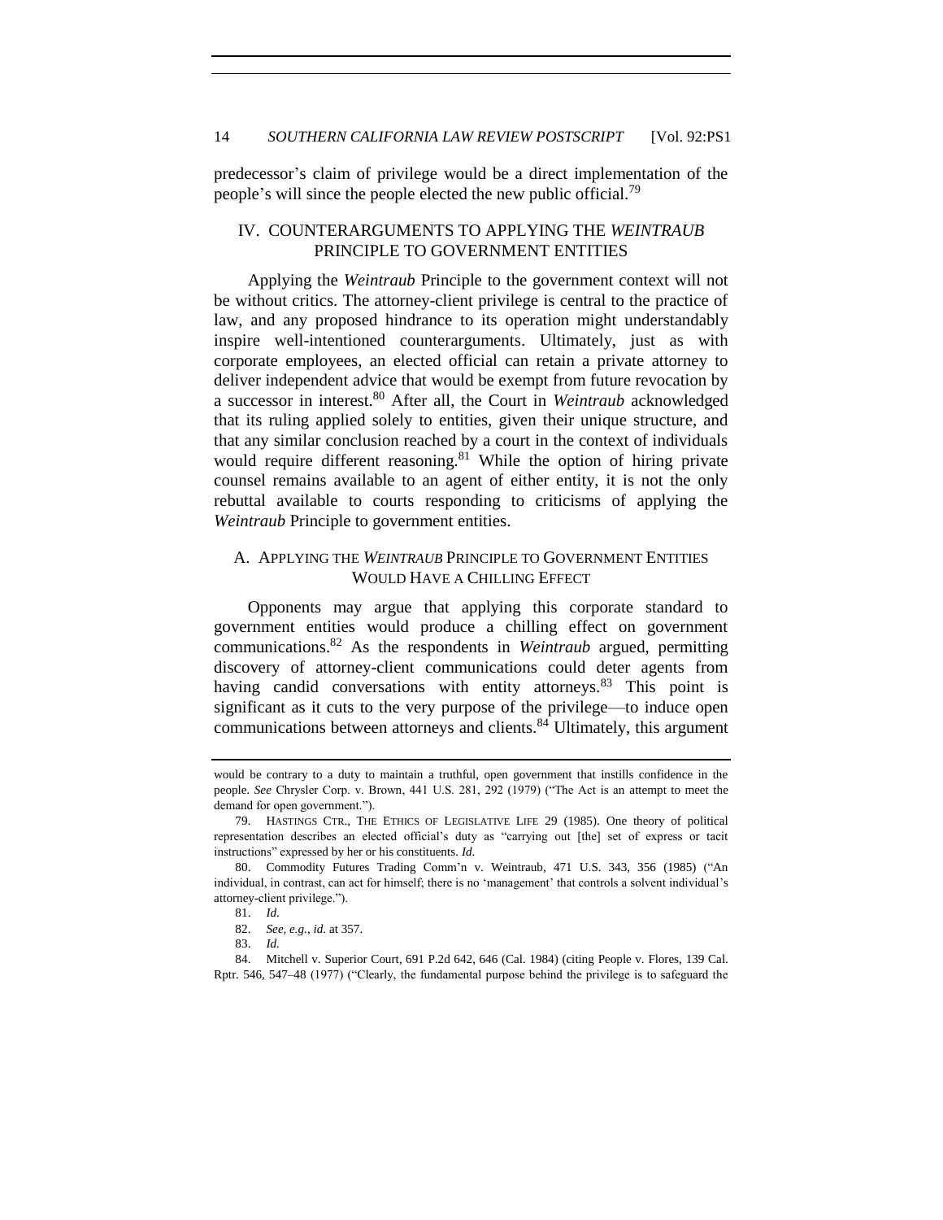predecessor's claim of privilege would be a direct implementation of the people's will since the people elected the new public official.[79]

## IV. COUNTERARGUMENTS TO APPLYING THE *WEINTRAUB* PRINCIPLE TO GOVERNMENT ENTITIES

Applying the *Weintraub* Principle to the government context will not be without critics. The attorney-client privilege is central to the practice of law, and any proposed hindrance to its operation might understandably inspire well-intentioned counterarguments. Ultimately, just as with corporate employees, an elected official can retain a private attorney to deliver independent advice that would be exempt from future revocation by a successor in interest.[80] After all, the Court in *Weintraub* acknowledged that its ruling applied solely to entities, given their unique structure, and that any similar conclusion reached by a court in the context of individuals would require different reasoning.[81] While the option of hiring private counsel remains available to an agent of either entity, it is not the only rebuttal available to courts responding to criticisms of applying the *Weintraub* Principle to government entities.

### A. APPLYING THE *WEINTRAUB* PRINCIPLE TO GOVERNMENT ENTITIES WOULD HAVE A CHILLING EFFECT

Opponents may argue that applying this corporate standard to government entities would produce a chilling effect on government communications.[82] As the respondents in *Weintraub* argued, permitting discovery of attorney-client communications could deter agents from having candid conversations with entity attorneys.[83] This point is significant as it cuts to the very purpose of the privilege—to induce open communications between attorneys and clients.[84] Ultimately, this argument

---

would be contrary to a duty to maintain a truthful, open government that instills confidence in the people. *See* Chrysler Corp. v. Brown, 441 U.S. 281, 292 (1979) ("The Act is an attempt to meet the demand for open government.").

79. HASTINGS CTR., THE ETHICS OF LEGISLATIVE LIFE 29 (1985). One theory of political representation describes an elected official's duty as "carrying out [the] set of express or tacit instructions" expressed by her or his constituents. *Id.*

80. Commodity Futures Trading Comm'n v. Weintraub, 471 U.S. 343, 356 (1985) ("An individual, in contrast, can act for himself; there is no 'management' that controls a solvent individual's attorney-client privilege.").

81. *Id.*

82. *See, e.g.*, *id.* at 357.

83. *Id.*

84. Mitchell v. Superior Court, 691 P.2d 642, 646 (Cal. 1984) (citing People v. Flores, 139 Cal. Rptr. 546, 547–48 (1977) ("Clearly, the fundamental purpose behind the privilege is to safeguard the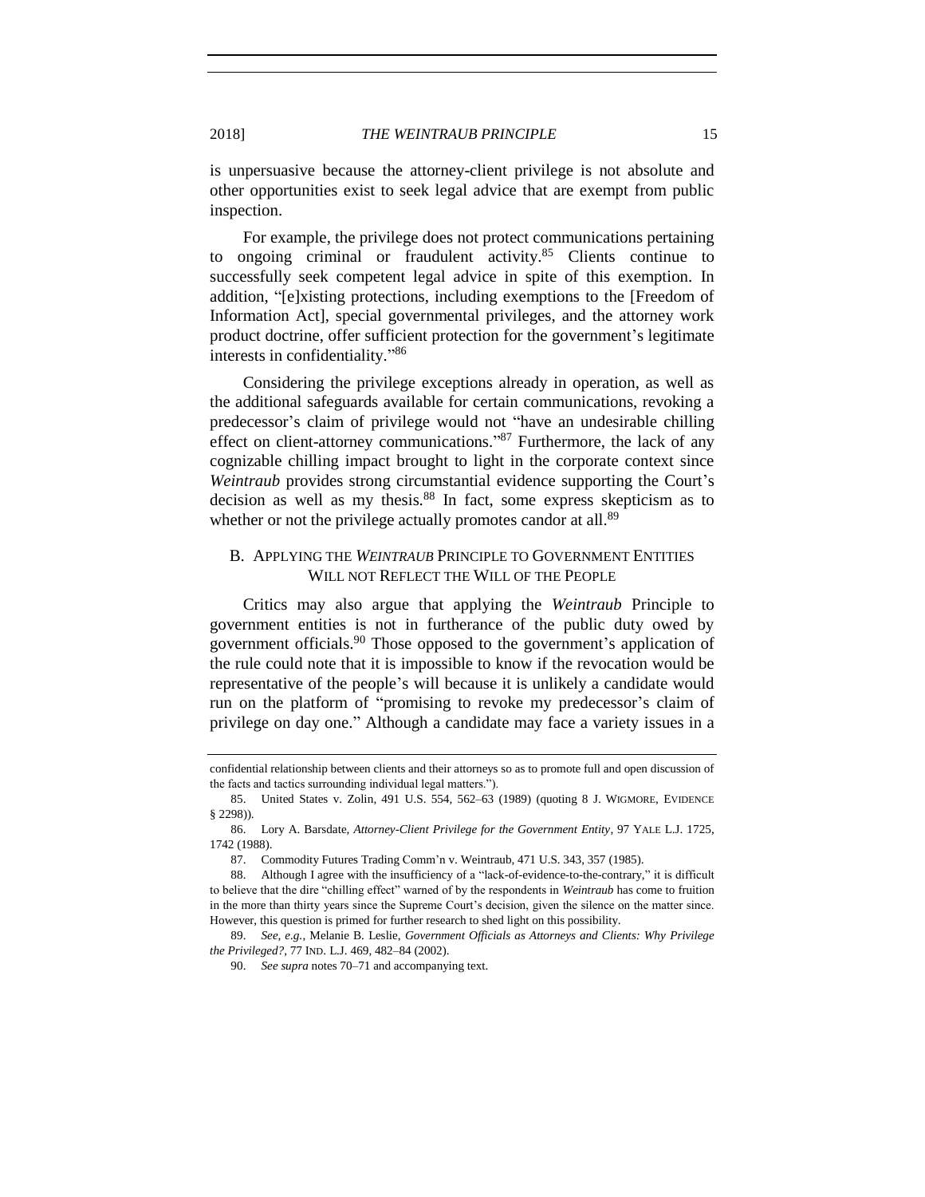is unpersuasive because the attorney-client privilege is not absolute and other opportunities exist to seek legal advice that are exempt from public inspection.

For example, the privilege does not protect communications pertaining to ongoing criminal or fraudulent activity.[85] Clients continue to successfully seek competent legal advice in spite of this exemption. In addition, "[e]xisting protections, including exemptions to the [Freedom of Information Act], special governmental privileges, and the attorney work product doctrine, offer sufficient protection for the government's legitimate interests in confidentiality."[86]

Considering the privilege exceptions already in operation, as well as the additional safeguards available for certain communications, revoking a predecessor's claim of privilege would not "have an undesirable chilling effect on client-attorney communications."[87] Furthermore, the lack of any cognizable chilling impact brought to light in the corporate context since *Weintraub* provides strong circumstantial evidence supporting the Court's decision as well as my thesis.[88] In fact, some express skepticism as to whether or not the privilege actually promotes candor at all.[89]

## B. Applying the *Weintraub* Principle to Government Entities Will not Reflect the Will of the People

Critics may also argue that applying the *Weintraub* Principle to government entities is not in furtherance of the public duty owed by government officials.[90] Those opposed to the government's application of the rule could note that it is impossible to know if the revocation would be representative of the people's will because it is unlikely a candidate would run on the platform of "promising to revoke my predecessor's claim of privilege on day one." Although a candidate may face a variety issues in a

---

confidential relationship between clients and their attorneys so as to promote full and open discussion of the facts and tactics surrounding individual legal matters.").

85. United States v. Zolin, 491 U.S. 554, 562–63 (1989) (quoting 8 J. Wigmore, Evidence § 2298)).

86. Lory A. Barsdate, *Attorney-Client Privilege for the Government Entity*, 97 Yale L.J. 1725, 1742 (1988).

87. Commodity Futures Trading Comm'n v. Weintraub, 471 U.S. 343, 357 (1985).

88. Although I agree with the insufficiency of a "lack-of-evidence-to-the-contrary," it is difficult to believe that the dire "chilling effect" warned of by the respondents in *Weintraub* has come to fruition in the more than thirty years since the Supreme Court's decision, given the silence on the matter since. However, this question is primed for further research to shed light on this possibility.

89. *See, e.g.*, Melanie B. Leslie, *Government Officials as Attorneys and Clients: Why Privilege the Privileged?*, 77 Ind. L.J. 469, 482–84 (2002).

90. *See supra* notes 70–71 and accompanying text.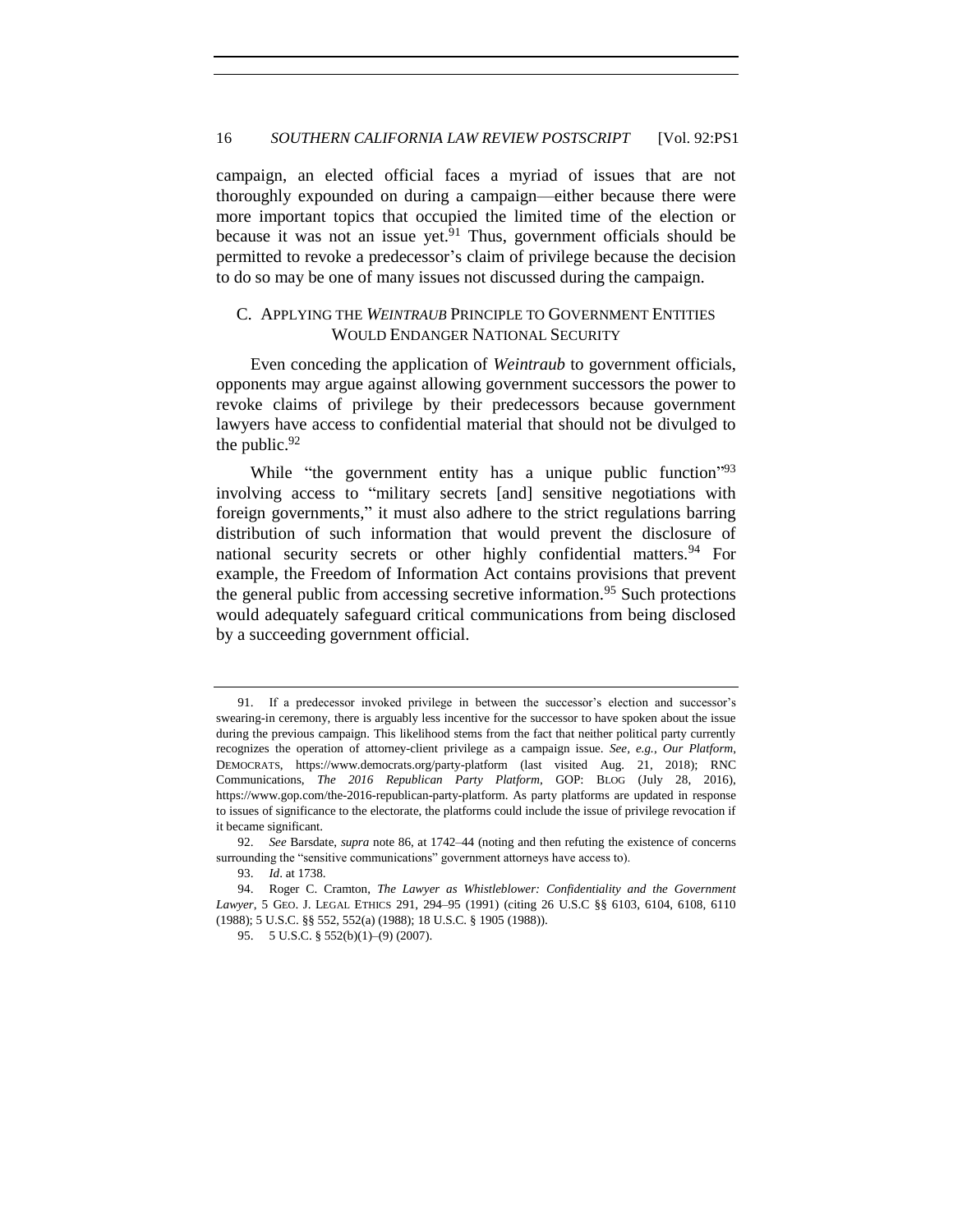campaign, an elected official faces a myriad of issues that are not thoroughly expounded on during a campaign—either because there were more important topics that occupied the limited time of the election or because it was not an issue yet.[91] Thus, government officials should be permitted to revoke a predecessor's claim of privilege because the decision to do so may be one of many issues not discussed during the campaign.

### C. Applying the *Weintraub* Principle to Government Entities Would Endanger National Security

Even conceding the application of *Weintraub* to government officials, opponents may argue against allowing government successors the power to revoke claims of privilege by their predecessors because government lawyers have access to confidential material that should not be divulged to the public.[92]

While "the government entity has a unique public function"[93] involving access to "military secrets [and] sensitive negotiations with foreign governments," it must also adhere to the strict regulations barring distribution of such information that would prevent the disclosure of national security secrets or other highly confidential matters.[94] For example, the Freedom of Information Act contains provisions that prevent the general public from accessing secretive information.[95] Such protections would adequately safeguard critical communications from being disclosed by a succeeding government official.

---

91. If a predecessor invoked privilege in between the successor's election and successor's swearing-in ceremony, there is arguably less incentive for the successor to have spoken about the issue during the previous campaign. This likelihood stems from the fact that neither political party currently recognizes the operation of attorney-client privilege as a campaign issue. *See, e.g.*, *Our Platform*, DEMOCRATS, https://www.democrats.org/party-platform (last visited Aug. 21, 2018); RNC Communications, *The 2016 Republican Party Platform*, GOP: BLOG (July 28, 2016), https://www.gop.com/the-2016-republican-party-platform. As party platforms are updated in response to issues of significance to the electorate, the platforms could include the issue of privilege revocation if it became significant.

92. *See* Barsdate, *supra* note 86, at 1742–44 (noting and then refuting the existence of concerns surrounding the "sensitive communications" government attorneys have access to).

93. *Id*. at 1738.

94. Roger C. Cramton, *The Lawyer as Whistleblower: Confidentiality and the Government Lawyer*, 5 GEO. J. LEGAL ETHICS 291, 294–95 (1991) (citing 26 U.S.C §§ 6103, 6104, 6108, 6110 (1988); 5 U.S.C. §§ 552, 552(a) (1988); 18 U.S.C. § 1905 (1988)).

95. 5 U.S.C. § 552(b)(1)–(9) (2007).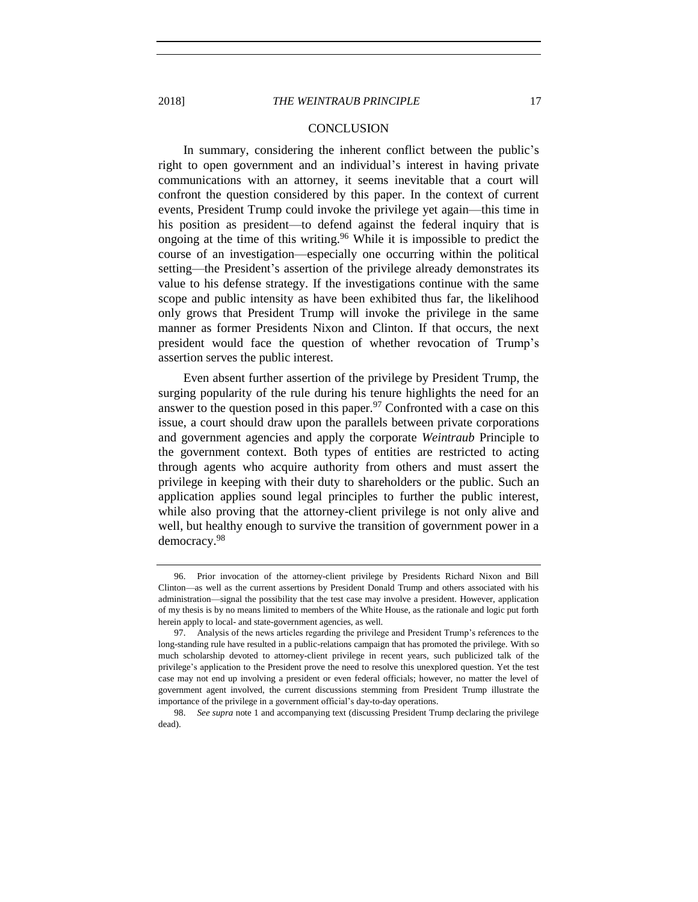## CONCLUSION

In summary, considering the inherent conflict between the public's right to open government and an individual's interest in having private communications with an attorney, it seems inevitable that a court will confront the question considered by this paper. In the context of current events, President Trump could invoke the privilege yet again—this time in his position as president—to defend against the federal inquiry that is ongoing at the time of this writing.[96] While it is impossible to predict the course of an investigation—especially one occurring within the political setting—the President's assertion of the privilege already demonstrates its value to his defense strategy. If the investigations continue with the same scope and public intensity as have been exhibited thus far, the likelihood only grows that President Trump will invoke the privilege in the same manner as former Presidents Nixon and Clinton. If that occurs, the next president would face the question of whether revocation of Trump's assertion serves the public interest.

Even absent further assertion of the privilege by President Trump, the surging popularity of the rule during his tenure highlights the need for an answer to the question posed in this paper.[97] Confronted with a case on this issue, a court should draw upon the parallels between private corporations and government agencies and apply the corporate *Weintraub* Principle to the government context. Both types of entities are restricted to acting through agents who acquire authority from others and must assert the privilege in keeping with their duty to shareholders or the public. Such an application applies sound legal principles to further the public interest, while also proving that the attorney-client privilege is not only alive and well, but healthy enough to survive the transition of government power in a democracy.[98]

---

96. Prior invocation of the attorney-client privilege by Presidents Richard Nixon and Bill Clinton—as well as the current assertions by President Donald Trump and others associated with his administration—signal the possibility that the test case may involve a president. However, application of my thesis is by no means limited to members of the White House, as the rationale and logic put forth herein apply to local- and state-government agencies, as well.

97. Analysis of the news articles regarding the privilege and President Trump's references to the long-standing rule have resulted in a public-relations campaign that has promoted the privilege. With so much scholarship devoted to attorney-client privilege in recent years, such publicized talk of the privilege's application to the President prove the need to resolve this unexplored question. Yet the test case may not end up involving a president or even federal officials; however, no matter the level of government agent involved, the current discussions stemming from President Trump illustrate the importance of the privilege in a government official's day-to-day operations.

98. *See supra* note 1 and accompanying text (discussing President Trump declaring the privilege dead).